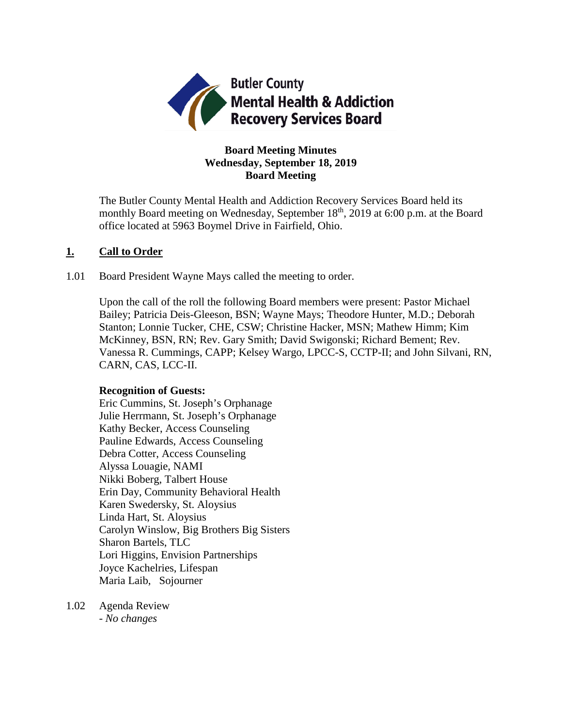**Butler County Mental Health & Addiction Recovery Services Board**

# Board Meeting Minutes
## Wednesday, September 18, 2019
## Board Meeting

The Butler County Mental Health and Addiction Recovery Services Board held its monthly Board meeting on Wednesday, September 18th, 2019 at 6:00 p.m. at the Board office located at 5963 Boymel Drive in Fairfield, Ohio.

## 1. Call to Order

1.01 Board President Wayne Mays called the meeting to order.

Upon the call of the roll the following Board members were present: Pastor Michael Bailey; Patricia Deis-Gleeson, BSN; Wayne Mays; Theodore Hunter, M.D.; Deborah Stanton; Lonnie Tucker, CHE, CSW; Christine Hacker, MSN; Mathew Himm; Kim McKinney, BSN, RN; Rev. Gary Smith; David Swigonski; Richard Bement; Rev. Vanessa R. Cummings, CAPP; Kelsey Wargo, LPCC-S, CCTP-II; and John Silvani, RN, CARN, CAS, LCC-II.

**Recognition of Guests:**

Eric Cummins, St. Joseph's Orphanage
Julie Herrmann, St. Joseph's Orphanage
Kathy Becker, Access Counseling
Pauline Edwards, Access Counseling
Debra Cotter, Access Counseling
Alyssa Louagie, NAMI
Nikki Boberg, Talbert House
Erin Day, Community Behavioral Health
Karen Swedersky, St. Aloysius
Linda Hart, St. Aloysius
Carolyn Winslow, Big Brothers Big Sisters
Sharon Bartels, TLC
Lori Higgins, Envision Partnerships
Joyce Kachelries, Lifespan
Maria Laib, Sojourner

1.02 Agenda Review
- *No changes*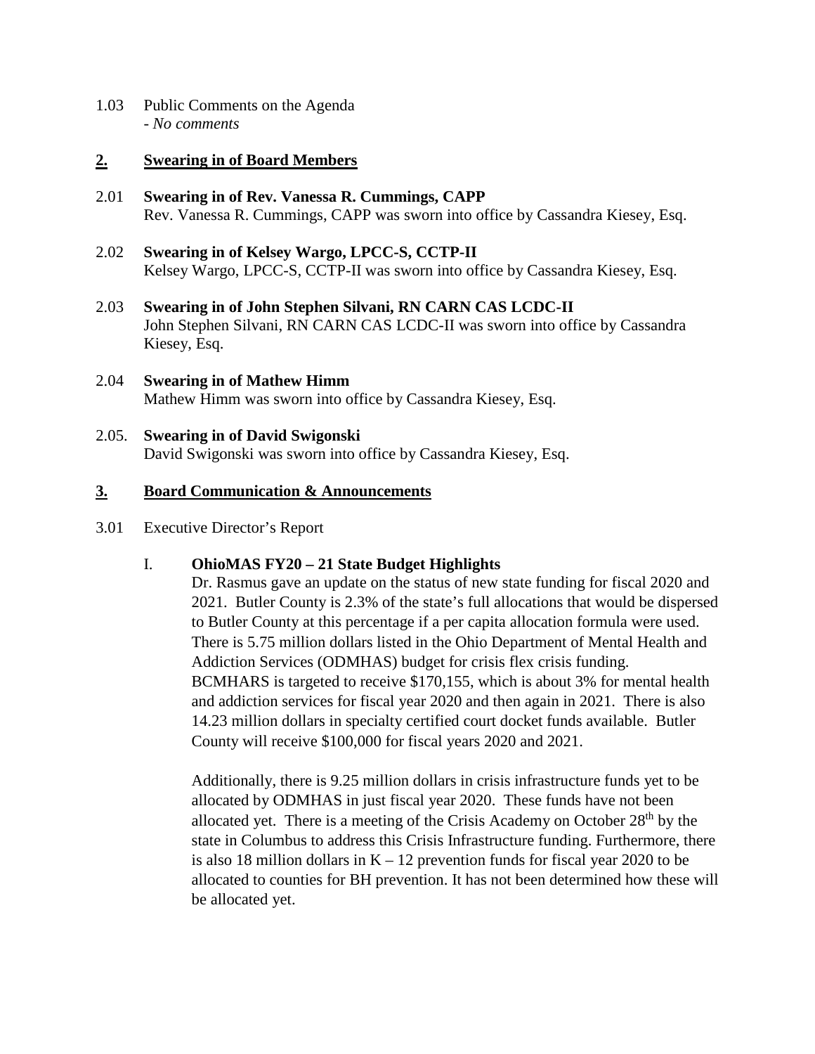1.03 Public Comments on the Agenda
*- No comments*

## **2. Swearing in of Board Members**

2.01 **Swearing in of Rev. Vanessa R. Cummings, CAPP**
Rev. Vanessa R. Cummings, CAPP was sworn into office by Cassandra Kiesey, Esq.

2.02 **Swearing in of Kelsey Wargo, LPCC-S, CCTP-II**
Kelsey Wargo, LPCC-S, CCTP-II was sworn into office by Cassandra Kiesey, Esq.

2.03 **Swearing in of John Stephen Silvani, RN CARN CAS LCDC-II**
John Stephen Silvani, RN CARN CAS LCDC-II was sworn into office by Cassandra Kiesey, Esq.

2.04 **Swearing in of Mathew Himm**
Mathew Himm was sworn into office by Cassandra Kiesey, Esq.

2.05. **Swearing in of David Swigonski**
David Swigonski was sworn into office by Cassandra Kiesey, Esq.

## **3. Board Communication & Announcements**

3.01 Executive Director's Report

I. **OhioMAS FY20 – 21 State Budget Highlights**

Dr. Rasmus gave an update on the status of new state funding for fiscal 2020 and 2021. Butler County is 2.3% of the state's full allocations that would be dispersed to Butler County at this percentage if a per capita allocation formula were used. There is 5.75 million dollars listed in the Ohio Department of Mental Health and Addiction Services (ODMHAS) budget for crisis flex crisis funding. BCMHARS is targeted to receive $170,155, which is about 3% for mental health and addiction services for fiscal year 2020 and then again in 2021. There is also 14.23 million dollars in specialty certified court docket funds available. Butler County will receive $100,000 for fiscal years 2020 and 2021.

Additionally, there is 9.25 million dollars in crisis infrastructure funds yet to be allocated by ODMHAS in just fiscal year 2020. These funds have not been allocated yet. There is a meeting of the Crisis Academy on October 28th by the state in Columbus to address this Crisis Infrastructure funding. Furthermore, there is also 18 million dollars in K – 12 prevention funds for fiscal year 2020 to be allocated to counties for BH prevention. It has not been determined how these will be allocated yet.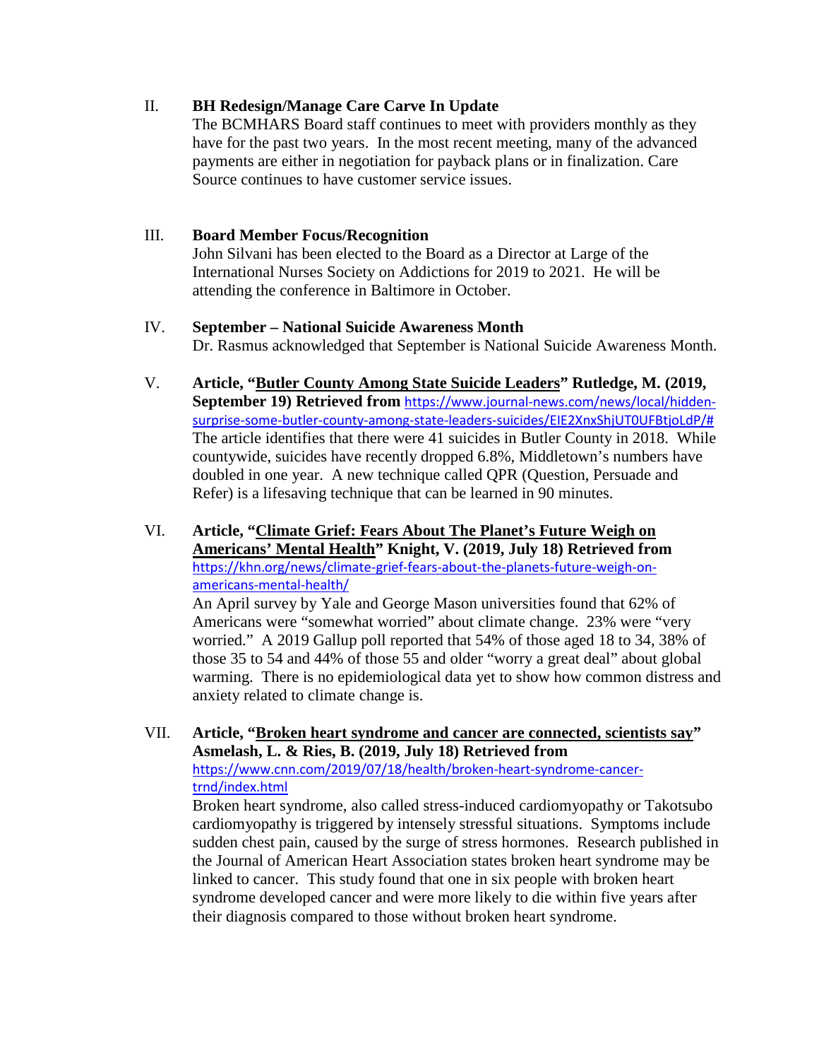II. **BH Redesign/Manage Care Carve In Update**

The BCMHARS Board staff continues to meet with providers monthly as they have for the past two years. In the most recent meeting, many of the advanced payments are either in negotiation for payback plans or in finalization. Care Source continues to have customer service issues.

III. **Board Member Focus/Recognition**

John Silvani has been elected to the Board as a Director at Large of the International Nurses Society on Addictions for 2019 to 2021. He will be attending the conference in Baltimore in October.

IV. **September – National Suicide Awareness Month**

Dr. Rasmus acknowledged that September is National Suicide Awareness Month.

V. **Article, "Butler County Among State Suicide Leaders" Rutledge, M. (2019, September 19) Retrieved from** https://www.journal-news.com/news/local/hidden-surprise-some-butler-county-among-state-leaders-suicides/EIE2XnxShjUT0UFBtjoLdP/#

The article identifies that there were 41 suicides in Butler County in 2018. While countywide, suicides have recently dropped 6.8%, Middletown's numbers have doubled in one year. A new technique called QPR (Question, Persuade and Refer) is a lifesaving technique that can be learned in 90 minutes.

VI. **Article, "Climate Grief: Fears About The Planet's Future Weigh on Americans' Mental Health" Knight, V. (2019, July 18) Retrieved from** https://khn.org/news/climate-grief-fears-about-the-planets-future-weigh-on-americans-mental-health/

An April survey by Yale and George Mason universities found that 62% of Americans were "somewhat worried" about climate change. 23% were "very worried." A 2019 Gallup poll reported that 54% of those aged 18 to 34, 38% of those 35 to 54 and 44% of those 55 and older "worry a great deal" about global warming. There is no epidemiological data yet to show how common distress and anxiety related to climate change is.

VII. **Article, "Broken heart syndrome and cancer are connected, scientists say" Asmelash, L. & Ries, B. (2019, July 18) Retrieved from** https://www.cnn.com/2019/07/18/health/broken-heart-syndrome-cancer-trnd/index.html

Broken heart syndrome, also called stress-induced cardiomyopathy or Takotsubo cardiomyopathy is triggered by intensely stressful situations. Symptoms include sudden chest pain, caused by the surge of stress hormones. Research published in the Journal of American Heart Association states broken heart syndrome may be linked to cancer. This study found that one in six people with broken heart syndrome developed cancer and were more likely to die within five years after their diagnosis compared to those without broken heart syndrome.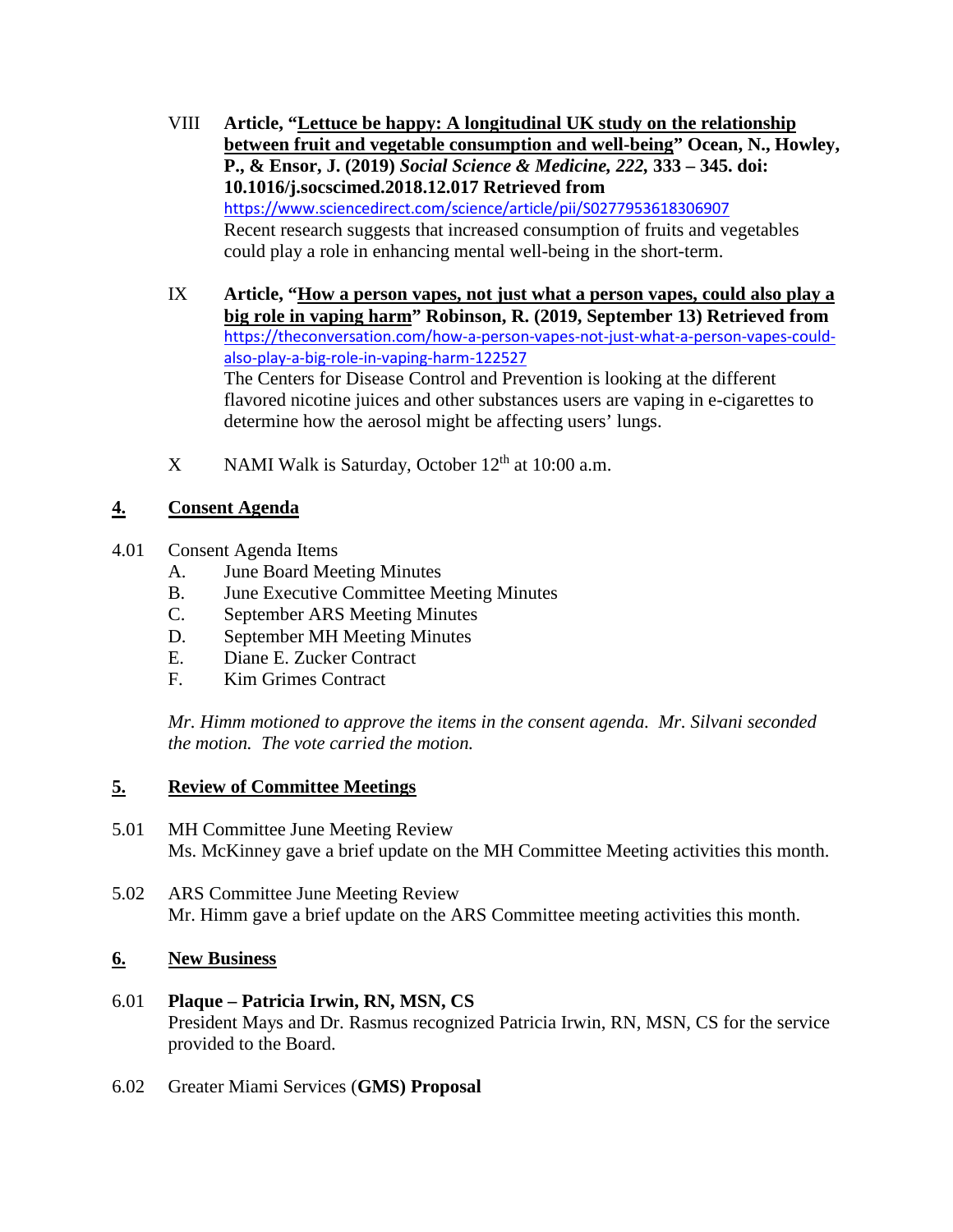VIII **Article, "Lettuce be happy: A longitudinal UK study on the relationship between fruit and vegetable consumption and well-being" Ocean, N., Howley, P., & Ensor, J. (2019) *Social Science & Medicine, 222,* 333 – 345. doi: 10.1016/j.socscimed.2018.12.017 Retrieved from** https://www.sciencedirect.com/science/article/pii/S0277953618306907
Recent research suggests that increased consumption of fruits and vegetables could play a role in enhancing mental well-being in the short-term.

IX **Article, "How a person vapes, not just what a person vapes, could also play a big role in vaping harm" Robinson, R. (2019, September 13) Retrieved from** https://theconversation.com/how-a-person-vapes-not-just-what-a-person-vapes-could-also-play-a-big-role-in-vaping-harm-122527
The Centers for Disease Control and Prevention is looking at the different flavored nicotine juices and other substances users are vaping in e-cigarettes to determine how the aerosol might be affecting users' lungs.

X NAMI Walk is Saturday, October 12th at 10:00 a.m.

## 4. Consent Agenda

4.01 Consent Agenda Items

A. June Board Meeting Minutes
B. June Executive Committee Meeting Minutes
C. September ARS Meeting Minutes
D. September MH Meeting Minutes
E. Diane E. Zucker Contract
F. Kim Grimes Contract

*Mr. Himm motioned to approve the items in the consent agenda. Mr. Silvani seconded the motion. The vote carried the motion.*

## 5. Review of Committee Meetings

5.01 MH Committee June Meeting Review
Ms. McKinney gave a brief update on the MH Committee Meeting activities this month.

5.02 ARS Committee June Meeting Review
Mr. Himm gave a brief update on the ARS Committee meeting activities this month.

## 6. New Business

6.01 **Plaque – Patricia Irwin, RN, MSN, CS**
President Mays and Dr. Rasmus recognized Patricia Irwin, RN, MSN, CS for the service provided to the Board.

6.02 Greater Miami Services (**GMS) Proposal**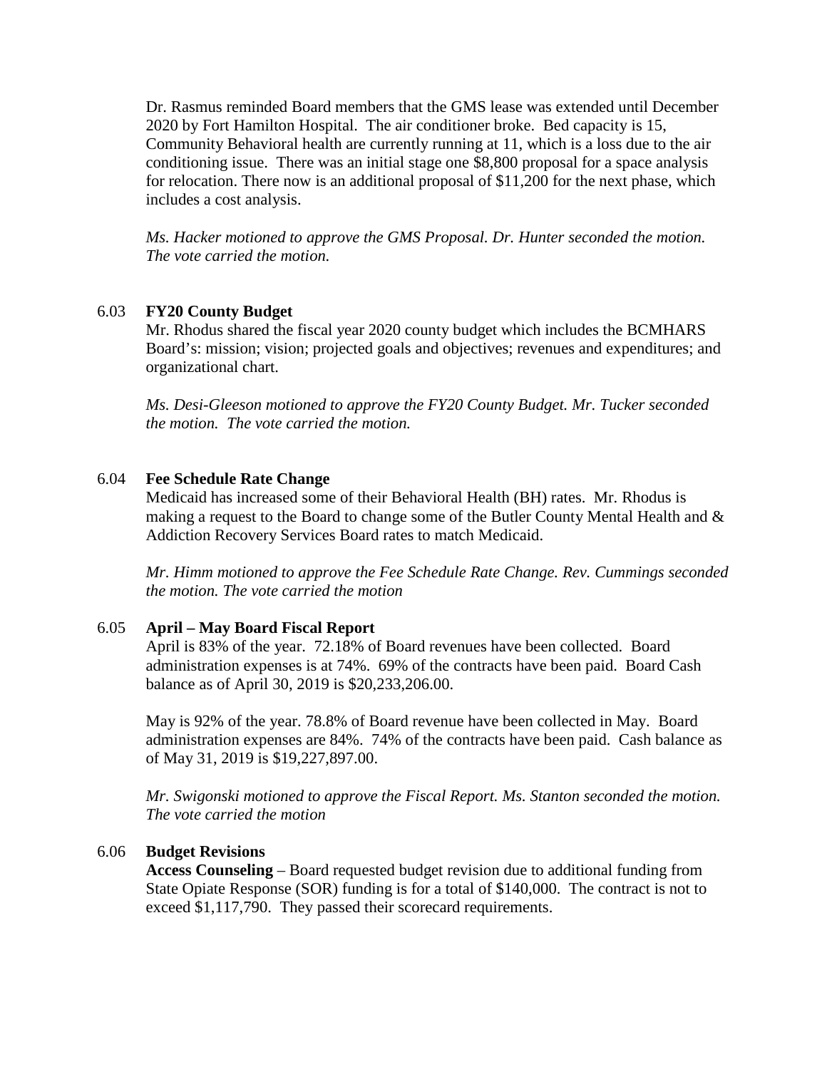Dr. Rasmus reminded Board members that the GMS lease was extended until December 2020 by Fort Hamilton Hospital. The air conditioner broke. Bed capacity is 15, Community Behavioral health are currently running at 11, which is a loss due to the air conditioning issue. There was an initial stage one $8,800 proposal for a space analysis for relocation. There now is an additional proposal of $11,200 for the next phase, which includes a cost analysis.

*Ms. Hacker motioned to approve the GMS Proposal. Dr. Hunter seconded the motion. The vote carried the motion.*

6.03 **FY20 County Budget**

Mr. Rhodus shared the fiscal year 2020 county budget which includes the BCMHARS Board's: mission; vision; projected goals and objectives; revenues and expenditures; and organizational chart.

*Ms. Desi-Gleeson motioned to approve the FY20 County Budget. Mr. Tucker seconded the motion. The vote carried the motion.*

6.04 **Fee Schedule Rate Change**

Medicaid has increased some of their Behavioral Health (BH) rates. Mr. Rhodus is making a request to the Board to change some of the Butler County Mental Health and & Addiction Recovery Services Board rates to match Medicaid.

*Mr. Himm motioned to approve the Fee Schedule Rate Change. Rev. Cummings seconded the motion. The vote carried the motion*

6.05 **April – May Board Fiscal Report**

April is 83% of the year. 72.18% of Board revenues have been collected. Board administration expenses is at 74%. 69% of the contracts have been paid. Board Cash balance as of April 30, 2019 is $20,233,206.00.

May is 92% of the year. 78.8% of Board revenue have been collected in May. Board administration expenses are 84%. 74% of the contracts have been paid. Cash balance as of May 31, 2019 is $19,227,897.00.

*Mr. Swigonski motioned to approve the Fiscal Report. Ms. Stanton seconded the motion. The vote carried the motion*

6.06 **Budget Revisions**

**Access Counseling** – Board requested budget revision due to additional funding from State Opiate Response (SOR) funding is for a total of $140,000. The contract is not to exceed $1,117,790. They passed their scorecard requirements.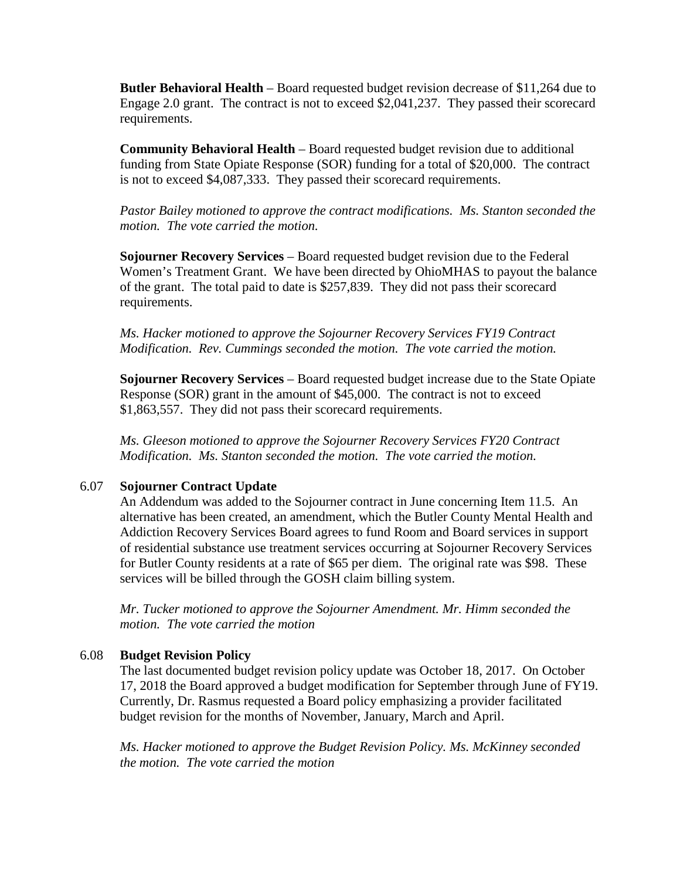**Butler Behavioral Health** – Board requested budget revision decrease of $11,264 due to Engage 2.0 grant. The contract is not to exceed $2,041,237. They passed their scorecard requirements.

**Community Behavioral Health** – Board requested budget revision due to additional funding from State Opiate Response (SOR) funding for a total of $20,000. The contract is not to exceed $4,087,333. They passed their scorecard requirements.

*Pastor Bailey motioned to approve the contract modifications. Ms. Stanton seconded the motion. The vote carried the motion.*

**Sojourner Recovery Services** – Board requested budget revision due to the Federal Women's Treatment Grant. We have been directed by OhioMHAS to payout the balance of the grant. The total paid to date is $257,839. They did not pass their scorecard requirements.

*Ms. Hacker motioned to approve the Sojourner Recovery Services FY19 Contract Modification. Rev. Cummings seconded the motion. The vote carried the motion.*

**Sojourner Recovery Services** – Board requested budget increase due to the State Opiate Response (SOR) grant in the amount of $45,000. The contract is not to exceed $1,863,557. They did not pass their scorecard requirements.

*Ms. Gleeson motioned to approve the Sojourner Recovery Services FY20 Contract Modification. Ms. Stanton seconded the motion. The vote carried the motion.*

6.07 **Sojourner Contract Update**

An Addendum was added to the Sojourner contract in June concerning Item 11.5. An alternative has been created, an amendment, which the Butler County Mental Health and Addiction Recovery Services Board agrees to fund Room and Board services in support of residential substance use treatment services occurring at Sojourner Recovery Services for Butler County residents at a rate of $65 per diem. The original rate was $98. These services will be billed through the GOSH claim billing system.

*Mr. Tucker motioned to approve the Sojourner Amendment. Mr. Himm seconded the motion. The vote carried the motion*

6.08 **Budget Revision Policy**

The last documented budget revision policy update was October 18, 2017. On October 17, 2018 the Board approved a budget modification for September through June of FY19. Currently, Dr. Rasmus requested a Board policy emphasizing a provider facilitated budget revision for the months of November, January, March and April.

*Ms. Hacker motioned to approve the Budget Revision Policy. Ms. McKinney seconded the motion. The vote carried the motion*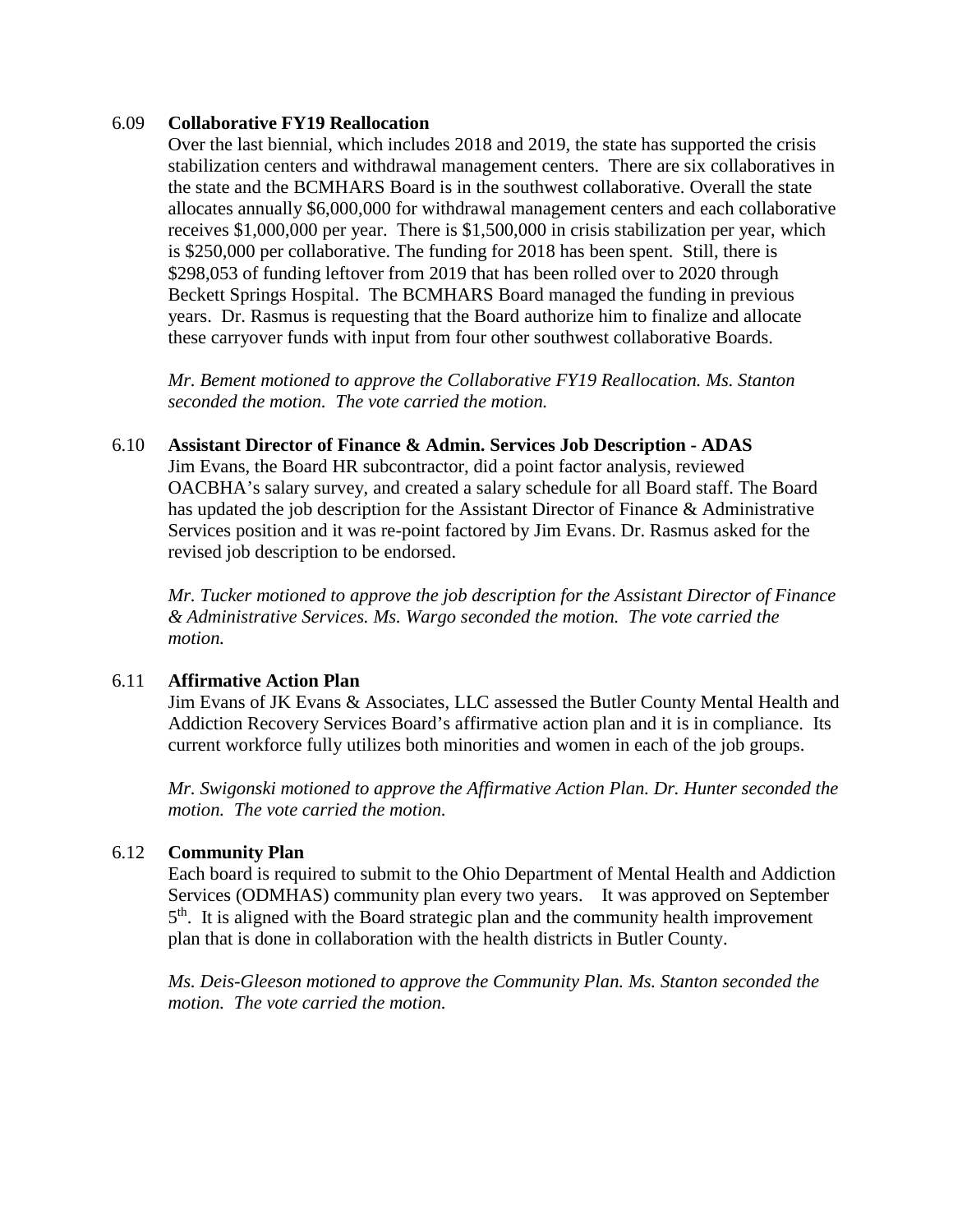6.09 **Collaborative FY19 Reallocation**

Over the last biennial, which includes 2018 and 2019, the state has supported the crisis stabilization centers and withdrawal management centers. There are six collaboratives in the state and the BCMHARS Board is in the southwest collaborative. Overall the state allocates annually \$6,000,000 for withdrawal management centers and each collaborative receives \$1,000,000 per year. There is \$1,500,000 in crisis stabilization per year, which is \$250,000 per collaborative. The funding for 2018 has been spent. Still, there is \$298,053 of funding leftover from 2019 that has been rolled over to 2020 through Beckett Springs Hospital. The BCMHARS Board managed the funding in previous years. Dr. Rasmus is requesting that the Board authorize him to finalize and allocate these carryover funds with input from four other southwest collaborative Boards.

*Mr. Bement motioned to approve the Collaborative FY19 Reallocation. Ms. Stanton seconded the motion. The vote carried the motion.*

6.10 **Assistant Director of Finance & Admin. Services Job Description - ADAS**

Jim Evans, the Board HR subcontractor, did a point factor analysis, reviewed OACBHA's salary survey, and created a salary schedule for all Board staff. The Board has updated the job description for the Assistant Director of Finance & Administrative Services position and it was re-point factored by Jim Evans. Dr. Rasmus asked for the revised job description to be endorsed.

*Mr. Tucker motioned to approve the job description for the Assistant Director of Finance & Administrative Services. Ms. Wargo seconded the motion. The vote carried the motion.*

6.11 **Affirmative Action Plan**

Jim Evans of JK Evans & Associates, LLC assessed the Butler County Mental Health and Addiction Recovery Services Board's affirmative action plan and it is in compliance. Its current workforce fully utilizes both minorities and women in each of the job groups.

*Mr. Swigonski motioned to approve the Affirmative Action Plan. Dr. Hunter seconded the motion. The vote carried the motion.*

6.12 **Community Plan**

Each board is required to submit to the Ohio Department of Mental Health and Addiction Services (ODMHAS) community plan every two years. It was approved on September 5th. It is aligned with the Board strategic plan and the community health improvement plan that is done in collaboration with the health districts in Butler County.

*Ms. Deis-Gleeson motioned to approve the Community Plan. Ms. Stanton seconded the motion. The vote carried the motion.*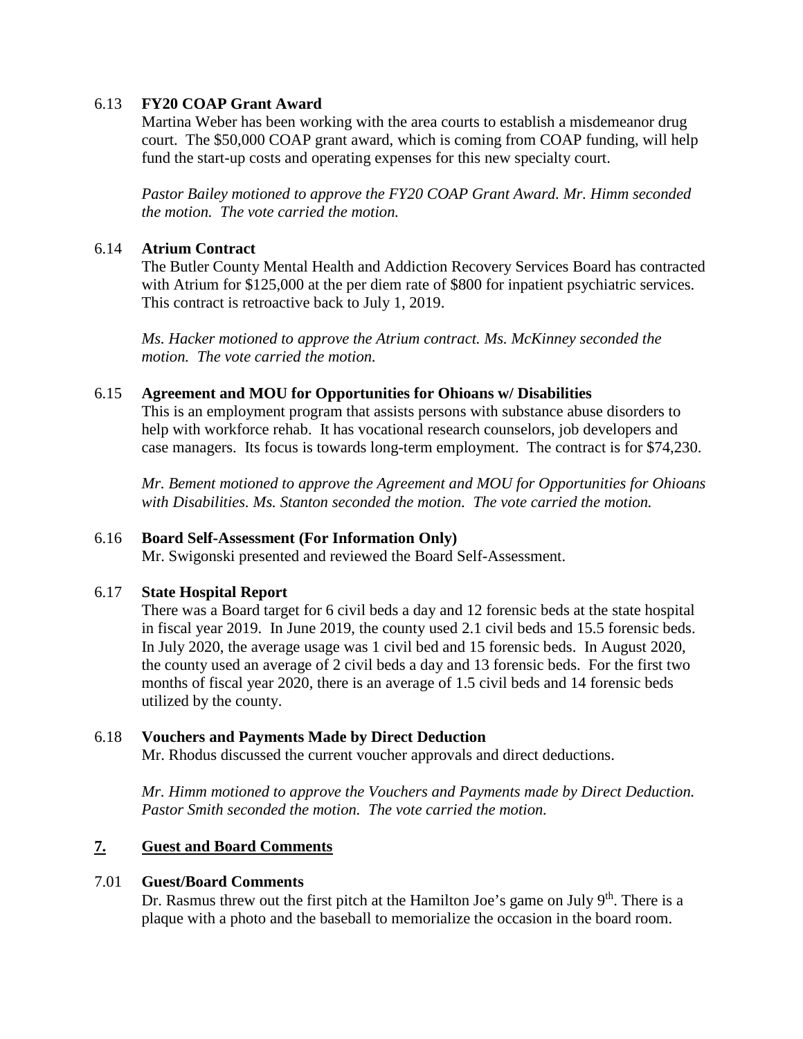6.13 **FY20 COAP Grant Award**

Martina Weber has been working with the area courts to establish a misdemeanor drug court. The $50,000 COAP grant award, which is coming from COAP funding, will help fund the start-up costs and operating expenses for this new specialty court.

*Pastor Bailey motioned to approve the FY20 COAP Grant Award. Mr. Himm seconded the motion. The vote carried the motion.*

6.14 **Atrium Contract**

The Butler County Mental Health and Addiction Recovery Services Board has contracted with Atrium for $125,000 at the per diem rate of $800 for inpatient psychiatric services. This contract is retroactive back to July 1, 2019.

*Ms. Hacker motioned to approve the Atrium contract. Ms. McKinney seconded the motion. The vote carried the motion.*

6.15 **Agreement and MOU for Opportunities for Ohioans w/ Disabilities**

This is an employment program that assists persons with substance abuse disorders to help with workforce rehab. It has vocational research counselors, job developers and case managers. Its focus is towards long-term employment. The contract is for $74,230.

*Mr. Bement motioned to approve the Agreement and MOU for Opportunities for Ohioans with Disabilities. Ms. Stanton seconded the motion. The vote carried the motion.*

6.16 **Board Self-Assessment (For Information Only)**

Mr. Swigonski presented and reviewed the Board Self-Assessment.

6.17 **State Hospital Report**

There was a Board target for 6 civil beds a day and 12 forensic beds at the state hospital in fiscal year 2019. In June 2019, the county used 2.1 civil beds and 15.5 forensic beds. In July 2020, the average usage was 1 civil bed and 15 forensic beds. In August 2020, the county used an average of 2 civil beds a day and 13 forensic beds. For the first two months of fiscal year 2020, there is an average of 1.5 civil beds and 14 forensic beds utilized by the county.

6.18 **Vouchers and Payments Made by Direct Deduction**

Mr. Rhodus discussed the current voucher approvals and direct deductions.

*Mr. Himm motioned to approve the Vouchers and Payments made by Direct Deduction. Pastor Smith seconded the motion. The vote carried the motion.*

## 7. Guest and Board Comments

7.01 **Guest/Board Comments**

Dr. Rasmus threw out the first pitch at the Hamilton Joe's game on July 9th. There is a plaque with a photo and the baseball to memorialize the occasion in the board room.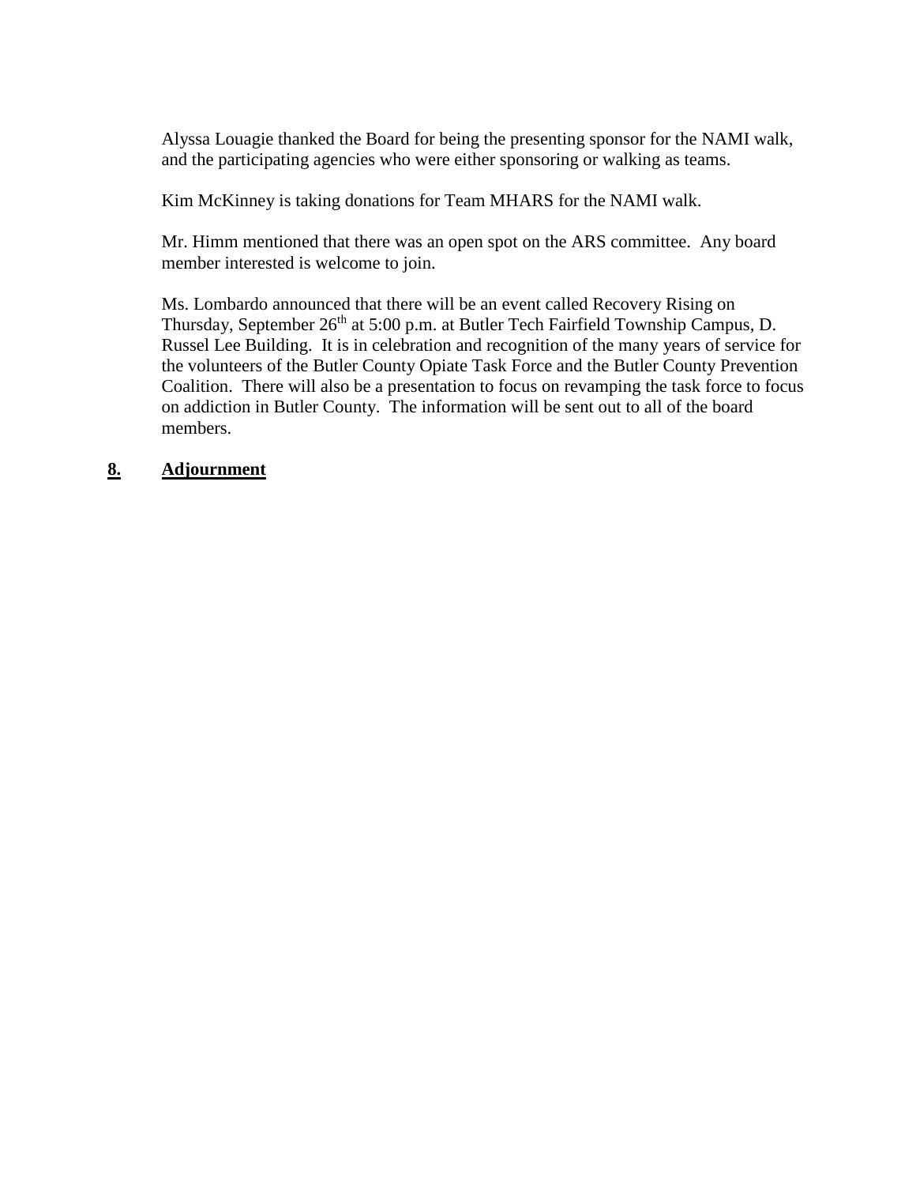Alyssa Louagie thanked the Board for being the presenting sponsor for the NAMI walk, and the participating agencies who were either sponsoring or walking as teams.

Kim McKinney is taking donations for Team MHARS for the NAMI walk.

Mr. Himm mentioned that there was an open spot on the ARS committee. Any board member interested is welcome to join.

Ms. Lombardo announced that there will be an event called Recovery Rising on Thursday, September 26th at 5:00 p.m. at Butler Tech Fairfield Township Campus, D. Russel Lee Building. It is in celebration and recognition of the many years of service for the volunteers of the Butler County Opiate Task Force and the Butler County Prevention Coalition. There will also be a presentation to focus on revamping the task force to focus on addiction in Butler County. The information will be sent out to all of the board members.

## **8. Adjournment**